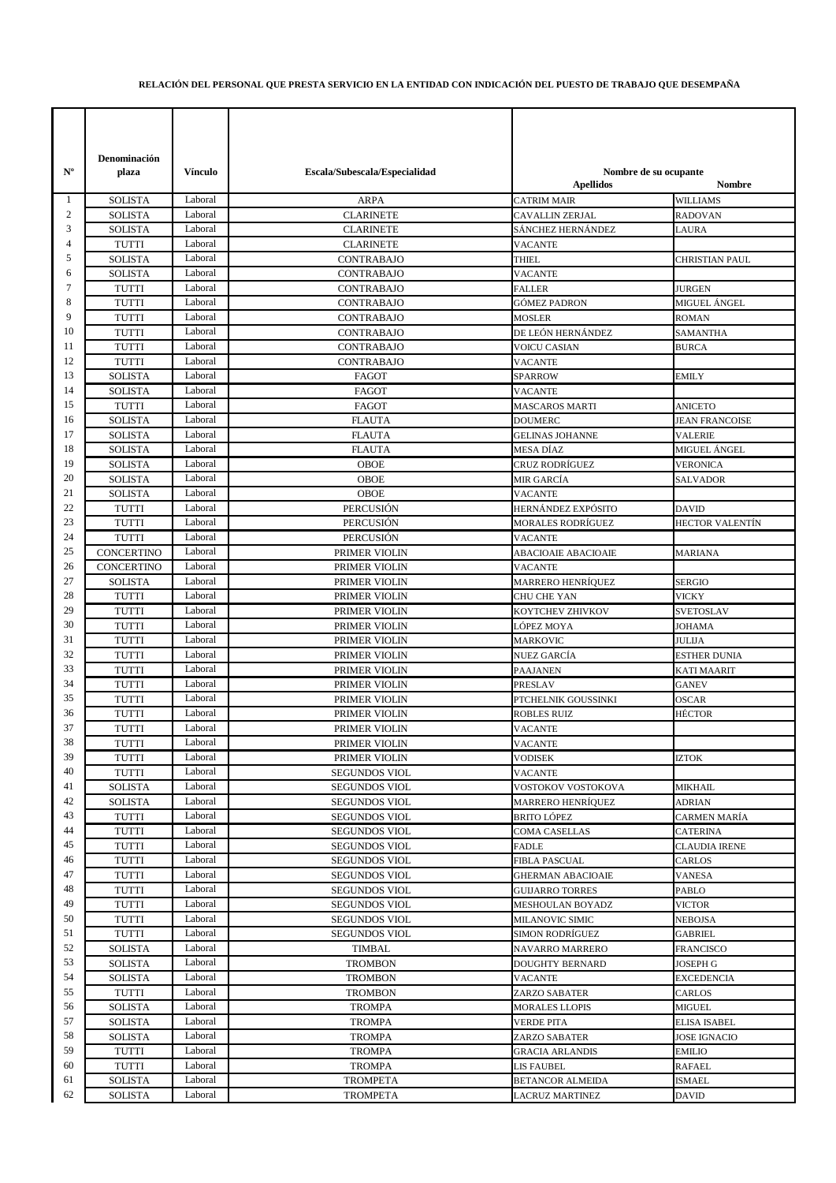**RELACIÓN DEL PERSONAL QUE PRESTA SERVICIO EN LA ENTIDAD CON INDICACIÓN DEL PUESTO DE TRABAJO QUE DESEMPAÑA**

| Nº | Denominación plaza | Vínculo | Escala/Subescala/Especialidad | Nombre de su ocupante | |
|---|---|---|---|---|---|
| | | | | Apellidos | Nombre |
| 1 | SOLISTA | Laboral | ARPA | CATRIM MAIR | WILLIAMS |
| 2 | SOLISTA | Laboral | CLARINETE | CAVALLIN ZERJAL | RADOVAN |
| 3 | SOLISTA | Laboral | CLARINETE | SÁNCHEZ HERNÁNDEZ | LAURA |
| 4 | TUTTI | Laboral | CLARINETE | VACANTE | |
| 5 | SOLISTA | Laboral | CONTRABAJO | THIEL | CHRISTIAN PAUL |
| 6 | SOLISTA | Laboral | CONTRABAJO | VACANTE | |
| 7 | TUTTI | Laboral | CONTRABAJO | FALLER | JURGEN |
| 8 | TUTTI | Laboral | CONTRABAJO | GÓMEZ PADRON | MIGUEL ÁNGEL |
| 9 | TUTTI | Laboral | CONTRABAJO | MOSLER | ROMAN |
| 10 | TUTTI | Laboral | CONTRABAJO | DE LEÓN HERNÁNDEZ | SAMANTHA |
| 11 | TUTTI | Laboral | CONTRABAJO | VOICU CASIAN | BURCA |
| 12 | TUTTI | Laboral | CONTRABAJO | VACANTE | |
| 13 | SOLISTA | Laboral | FAGOT | SPARROW | EMILY |
| 14 | SOLISTA | Laboral | FAGOT | VACANTE | |
| 15 | TUTTI | Laboral | FAGOT | MASCAROS MARTI | ANICETO |
| 16 | SOLISTA | Laboral | FLAUTA | DOUMERC | JEAN FRANCOISE |
| 17 | SOLISTA | Laboral | FLAUTA | GELINAS JOHANNE | VALERIE |
| 18 | SOLISTA | Laboral | FLAUTA | MESA DÍAZ | MIGUEL ÁNGEL |
| 19 | SOLISTA | Laboral | OBOE | CRUZ RODRÍGUEZ | VERONICA |
| 20 | SOLISTA | Laboral | OBOE | MIR GARCÍA | SALVADOR |
| 21 | SOLISTA | Laboral | OBOE | VACANTE | |
| 22 | TUTTI | Laboral | PERCUSIÓN | HERNÁNDEZ EXPÓSITO | DAVID |
| 23 | TUTTI | Laboral | PERCUSIÓN | MORALES RODRÍGUEZ | HECTOR VALENTÍN |
| 24 | TUTTI | Laboral | PERCUSIÓN | VACANTE | |
| 25 | CONCERTINO | Laboral | PRIMER VIOLIN | ABACIOAIE ABACIOAIE | MARIANA |
| 26 | CONCERTINO | Laboral | PRIMER VIOLIN | VACANTE | |
| 27 | SOLISTA | Laboral | PRIMER VIOLIN | MARRERO HENRÍQUEZ | SERGIO |
| 28 | TUTTI | Laboral | PRIMER VIOLIN | CHU CHE YAN | VICKY |
| 29 | TUTTI | Laboral | PRIMER VIOLIN | KOYTCHEV ZHIVKOV | SVETOSLAV |
| 30 | TUTTI | Laboral | PRIMER VIOLIN | LÓPEZ MOYA | JOHAMA |
| 31 | TUTTI | Laboral | PRIMER VIOLIN | MARKOVIC | JULIJA |
| 32 | TUTTI | Laboral | PRIMER VIOLIN | NUEZ GARCÍA | ESTHER DUNIA |
| 33 | TUTTI | Laboral | PRIMER VIOLIN | PAAJANEN | KATI MAARIT |
| 34 | TUTTI | Laboral | PRIMER VIOLIN | PRESLAV | GANEV |
| 35 | TUTTI | Laboral | PRIMER VIOLIN | PTCHELNIK GOUSSINKI | OSCAR |
| 36 | TUTTI | Laboral | PRIMER VIOLIN | ROBLES RUIZ | HÉCTOR |
| 37 | TUTTI | Laboral | PRIMER VIOLIN | VACANTE | |
| 38 | TUTTI | Laboral | PRIMER VIOLIN | VACANTE | |
| 39 | TUTTI | Laboral | PRIMER VIOLIN | VODISEK | IZTOK |
| 40 | TUTTI | Laboral | SEGUNDOS VIOL | VACANTE | |
| 41 | SOLISTA | Laboral | SEGUNDOS VIOL | VOSTOKOV VOSTOKOVA | MIKHAIL |
| 42 | SOLISTA | Laboral | SEGUNDOS VIOL | MARRERO HENRÍQUEZ | ADRIAN |
| 43 | TUTTI | Laboral | SEGUNDOS VIOL | BRITO LÓPEZ | CARMEN MARÍA |
| 44 | TUTTI | Laboral | SEGUNDOS VIOL | COMA CASELLAS | CATERINA |
| 45 | TUTTI | Laboral | SEGUNDOS VIOL | FADLE | CLAUDIA IRENE |
| 46 | TUTTI | Laboral | SEGUNDOS VIOL | FIBLA PASCUAL | CARLOS |
| 47 | TUTTI | Laboral | SEGUNDOS VIOL | GHERMAN ABACIOAIE | VANESA |
| 48 | TUTTI | Laboral | SEGUNDOS VIOL | GUIJARRO TORRES | PABLO |
| 49 | TUTTI | Laboral | SEGUNDOS VIOL | MESHOULAN BOYADZ | VICTOR |
| 50 | TUTTI | Laboral | SEGUNDOS VIOL | MILANOVIC SIMIC | NEBOJSA |
| 51 | TUTTI | Laboral | SEGUNDOS VIOL | SIMON RODRÍGUEZ | GABRIEL |
| 52 | SOLISTA | Laboral | TIMBAL | NAVARRO MARRERO | FRANCISCO |
| 53 | SOLISTA | Laboral | TROMBON | DOUGHTY BERNARD | JOSEPH G |
| 54 | SOLISTA | Laboral | TROMBON | VACANTE | EXCEDENCIA |
| 55 | TUTTI | Laboral | TROMBON | ZARZO SABATER | CARLOS |
| 56 | SOLISTA | Laboral | TROMPA | MORALES LLOPIS | MIGUEL |
| 57 | SOLISTA | Laboral | TROMPA | VERDE PITA | ELISA ISABEL |
| 58 | SOLISTA | Laboral | TROMPA | ZARZO SABATER | JOSE IGNACIO |
| 59 | TUTTI | Laboral | TROMPA | GRACIA ARLANDIS | EMILIO |
| 60 | TUTTI | Laboral | TROMPA | LIS FAUBEL | RAFAEL |
| 61 | SOLISTA | Laboral | TROMPETA | BETANCOR ALMEIDA | ISMAEL |
| 62 | SOLISTA | Laboral | TROMPETA | LACRUZ MARTINEZ | DAVID |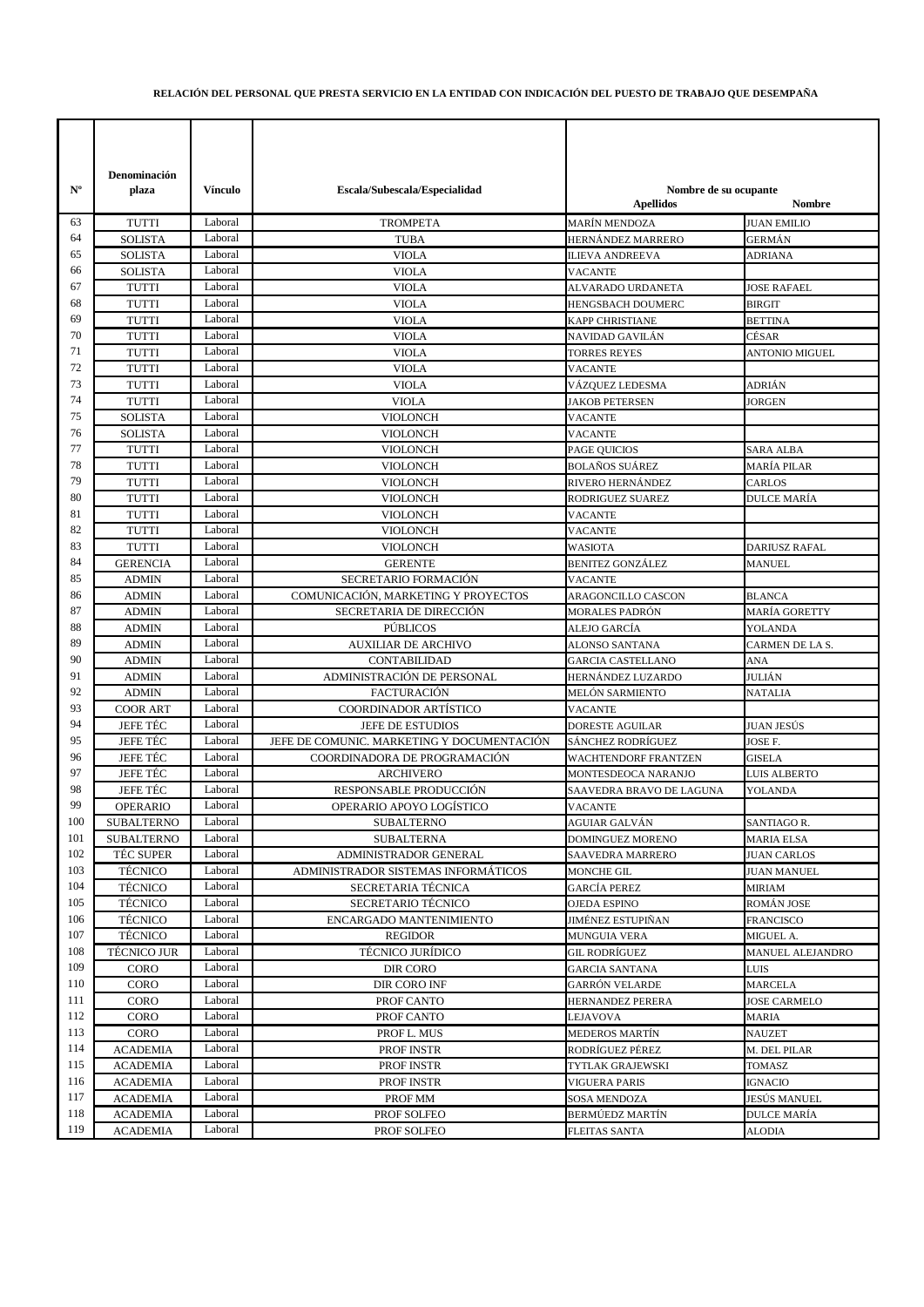**RELACIÓN DEL PERSONAL QUE PRESTA SERVICIO EN LA ENTIDAD CON INDICACIÓN DEL PUESTO DE TRABAJO QUE DESEMPAÑA**

| Nº | Denominación plaza | Vínculo | Escala/Subescala/Especialidad | Nombre de su ocupante | |
|---|---|---|---|---|---|
| | | | | Apellidos | Nombre |
| 63 | TUTTI | Laboral | TROMPETA | MARÍN MENDOZA | JUAN EMILIO |
| 64 | SOLISTA | Laboral | TUBA | HERNÁNDEZ MARRERO | GERMÁN |
| 65 | SOLISTA | Laboral | VIOLA | ILIEVA ANDREEVA | ADRIANA |
| 66 | SOLISTA | Laboral | VIOLA | VACANTE | |
| 67 | TUTTI | Laboral | VIOLA | ALVARADO URDANETA | JOSE RAFAEL |
| 68 | TUTTI | Laboral | VIOLA | HENGSBACH DOUMERC | BIRGIT |
| 69 | TUTTI | Laboral | VIOLA | KAPP CHRISTIANE | BETTINA |
| 70 | TUTTI | Laboral | VIOLA | NAVIDAD GAVILÁN | CÉSAR |
| 71 | TUTTI | Laboral | VIOLA | TORRES REYES | ANTONIO MIGUEL |
| 72 | TUTTI | Laboral | VIOLA | VACANTE | |
| 73 | TUTTI | Laboral | VIOLA | VÁZQUEZ LEDESMA | ADRIÁN |
| 74 | TUTTI | Laboral | VIOLA | JAKOB PETERSEN | JORGEN |
| 75 | SOLISTA | Laboral | VIOLONCH | VACANTE | |
| 76 | SOLISTA | Laboral | VIOLONCH | VACANTE | |
| 77 | TUTTI | Laboral | VIOLONCH | PAGE QUICIOS | SARA ALBA |
| 78 | TUTTI | Laboral | VIOLONCH | BOLAÑOS SUÁREZ | MARÍA PILAR |
| 79 | TUTTI | Laboral | VIOLONCH | RIVERO HERNÁNDEZ | CARLOS |
| 80 | TUTTI | Laboral | VIOLONCH | RODRIGUEZ SUAREZ | DULCE MARÍA |
| 81 | TUTTI | Laboral | VIOLONCH | VACANTE | |
| 82 | TUTTI | Laboral | VIOLONCH | VACANTE | |
| 83 | TUTTI | Laboral | VIOLONCH | WASIOTA | DARIUSZ RAFAL |
| 84 | GERENCIA | Laboral | GERENTE | BENITEZ GONZÁLEZ | MANUEL |
| 85 | ADMIN | Laboral | SECRETARIO FORMACIÓN | VACANTE | |
| 86 | ADMIN | Laboral | COMUNICACIÓN, MARKETING Y PROYECTOS | ARAGONCILLO CASCON | BLANCA |
| 87 | ADMIN | Laboral | SECRETARIA DE DIRECCIÓN | MORALES PADRÓN | MARÍA GORETTY |
| 88 | ADMIN | Laboral | PÚBLICOS | ALEJO GARCÍA | YOLANDA |
| 89 | ADMIN | Laboral | AUXILIAR DE ARCHIVO | ALONSO SANTANA | CARMEN DE LA S. |
| 90 | ADMIN | Laboral | CONTABILIDAD | GARCIA CASTELLANO | ANA |
| 91 | ADMIN | Laboral | ADMINISTRACIÓN DE PERSONAL | HERNÁNDEZ LUZARDO | JULIÁN |
| 92 | ADMIN | Laboral | FACTURACIÓN | MELÓN SARMIENTO | NATALIA |
| 93 | COOR ART | Laboral | COORDINADOR ARTÍSTICO | VACANTE | |
| 94 | JEFE TÉC | Laboral | JEFE DE ESTUDIOS | DORESTE AGUILAR | JUAN JESÚS |
| 95 | JEFE TÉC | Laboral | JEFE DE COMUNIC. MARKETING Y DOCUMENTACIÓN | SÁNCHEZ RODRÍGUEZ | JOSE F. |
| 96 | JEFE TÉC | Laboral | COORDINADORA DE PROGRAMACIÓN | WACHTENDORF FRANTZEN | GISELA |
| 97 | JEFE TÉC | Laboral | ARCHIVERO | MONTESDEOCA NARANJO | LUIS ALBERTO |
| 98 | JEFE TÉC | Laboral | RESPONSABLE PRODUCCIÓN | SAAVEDRA BRAVO DE LAGUNA | YOLANDA |
| 99 | OPERARIO | Laboral | OPERARIO APOYO LOGÍSTICO | VACANTE | |
| 100 | SUBALTERNO | Laboral | SUBALTERNO | AGUIAR GALVÁN | SANTIAGO R. |
| 101 | SUBALTERNO | Laboral | SUBALTERNA | DOMINGUEZ MORENO | MARIA ELSA |
| 102 | TÉC SUPER | Laboral | ADMINISTRADOR GENERAL | SAAVEDRA MARRERO | JUAN CARLOS |
| 103 | TÉCNICO | Laboral | ADMINISTRADOR SISTEMAS INFORMÁTICOS | MONCHE GIL | JUAN MANUEL |
| 104 | TÉCNICO | Laboral | SECRETARIA TÉCNICA | GARCÍA PEREZ | MIRIAM |
| 105 | TÉCNICO | Laboral | SECRETARIO TÉCNICO | OJEDA ESPINO | ROMÁN JOSE |
| 106 | TÉCNICO | Laboral | ENCARGADO MANTENIMIENTO | JIMÉNEZ ESTUPIÑAN | FRANCISCO |
| 107 | TÉCNICO | Laboral | REGIDOR | MUNGUIA VERA | MIGUEL A. |
| 108 | TÉCNICO JUR | Laboral | TÉCNICO JURÍDICO | GIL RODRÍGUEZ | MANUEL ALEJANDRO |
| 109 | CORO | Laboral | DIR CORO | GARCIA SANTANA | LUIS |
| 110 | CORO | Laboral | DIR CORO INF | GARRÓN VELARDE | MARCELA |
| 111 | CORO | Laboral | PROF CANTO | HERNANDEZ PERERA | JOSE CARMELO |
| 112 | CORO | Laboral | PROF CANTO | LEJAVOVA | MARIA |
| 113 | CORO | Laboral | PROF L. MUS | MEDEROS MARTÍN | NAUZET |
| 114 | ACADEMIA | Laboral | PROF INSTR | RODRÍGUEZ PÉREZ | M. DEL PILAR |
| 115 | ACADEMIA | Laboral | PROF INSTR | TYTLAK GRAJEWSKI | TOMASZ |
| 116 | ACADEMIA | Laboral | PROF INSTR | VIGUERA PARIS | IGNACIO |
| 117 | ACADEMIA | Laboral | PROF MM | SOSA MENDOZA | JESÚS MANUEL |
| 118 | ACADEMIA | Laboral | PROF SOLFEO | BERMÚEDZ MARTÍN | DULCE MARÍA |
| 119 | ACADEMIA | Laboral | PROF SOLFEO | FLEITAS SANTA | ALODIA |